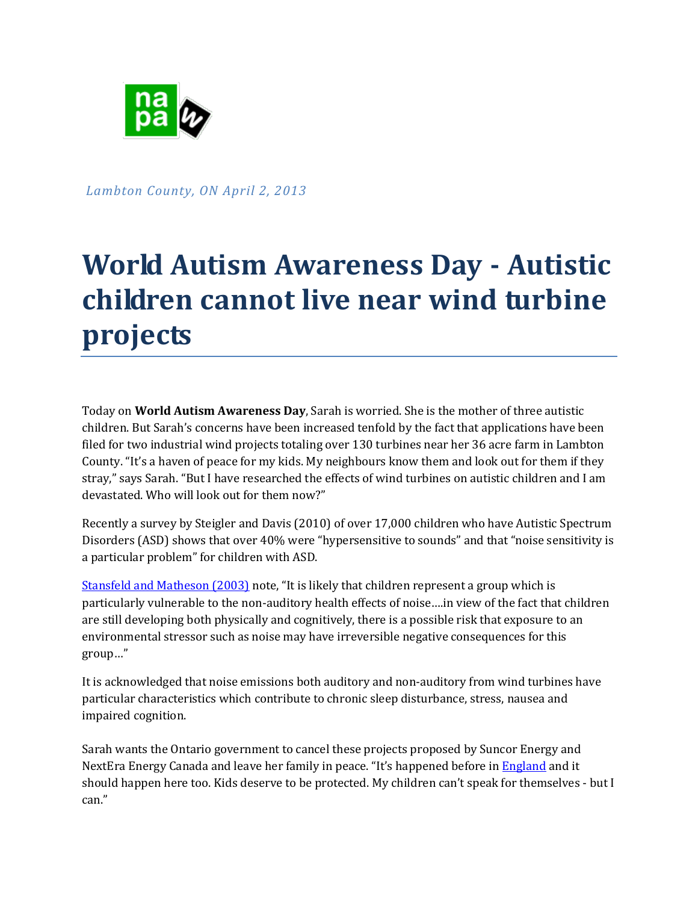*Lambton County, ON April 2, 2013*

# World Autism Awareness Day - Autistic children cannot live near wind turbine projects

Today on **World Autism Awareness Day**, Sarah is worried. She is the mother of three autistic children. But Sarah's concerns have been increased tenfold by the fact that applications have been filed for two industrial wind projects totaling over 130 turbines near her 36 acre farm in Lambton County. "It's a haven of peace for my kids. My neighbours know them and look out for them if they stray," says Sarah. "But I have researched the effects of wind turbines on autistic children and I am devastated. Who will look out for them now?"

Recently a survey by Steigler and Davis (2010) of over 17,000 children who have Autistic Spectrum Disorders (ASD) shows that over 40% were "hypersensitive to sounds" and that "noise sensitivity is a particular problem" for children with ASD.

Stansfeld and Matheson (2003) note, "It is likely that children represent a group which is particularly vulnerable to the non-auditory health effects of noise….in view of the fact that children are still developing both physically and cognitively, there is a possible risk that exposure to an environmental stressor such as noise may have irreversible negative consequences for this group…"

It is acknowledged that noise emissions both auditory and non-auditory from wind turbines have particular characteristics which contribute to chronic sleep disturbance, stress, nausea and impaired cognition.

Sarah wants the Ontario government to cancel these projects proposed by Suncor Energy and NextEra Energy Canada and leave her family in peace. "It's happened before in England and it should happen here too. Kids deserve to be protected. My children can't speak for themselves - but I can."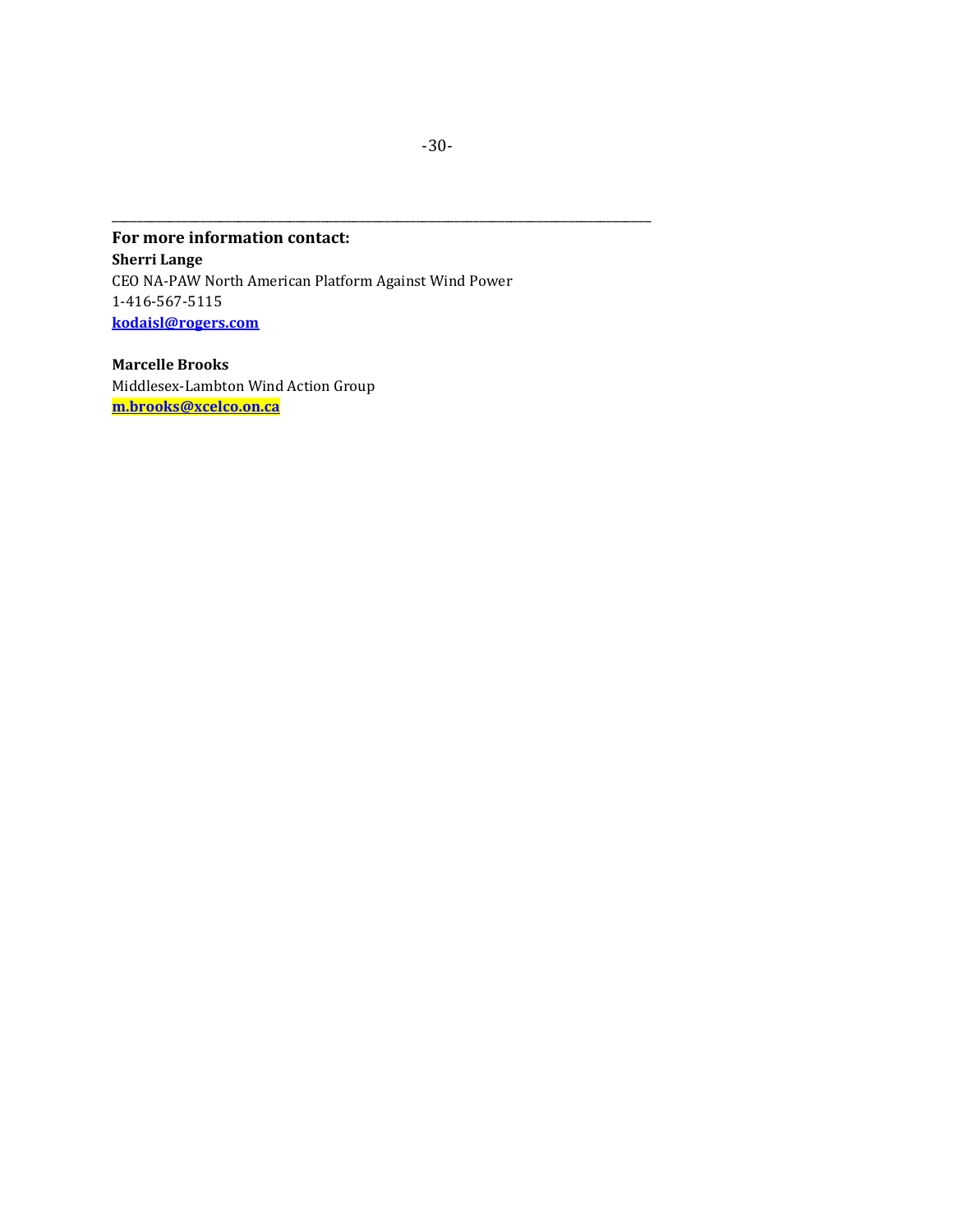-30-

---

**For more information contact:**

**Sherri Lange**
CEO NA-PAW North American Platform Against Wind Power
1-416-567-5115
**kodaisl@rogers.com**

**Marcelle Brooks**
Middlesex-Lambton Wind Action Group
**m.brooks@xcelco.on.ca**